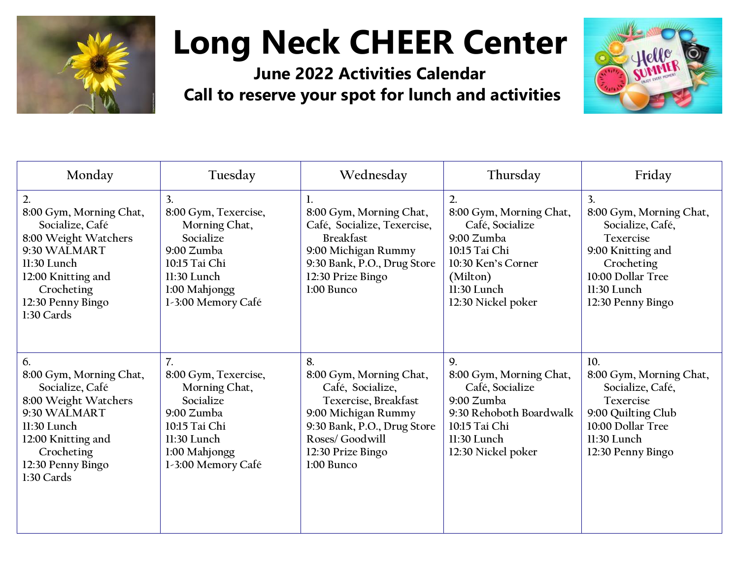# Long Neck CHEER Center

**June 2022 Activities Calendar**

**Call to reserve your spot for lunch and activities**

| Monday | Tuesday | Wednesday | Thursday | Friday |
| --- | --- | --- | --- | --- |
| 2.<br>8:00 Gym, Morning Chat, Socialize, Café<br>8:00 Weight Watchers<br>9:30 WALMART<br>11:30 Lunch<br>12:00 Knitting and Crocheting<br>12:30 Penny Bingo<br>1:30 Cards | 3.<br>8:00 Gym, Texercise, Morning Chat, Socialize<br>9:00 Zumba<br>10:15 Tai Chi<br>11:30 Lunch<br>1:00 Mahjongg<br>1-3:00 Memory Café | 1.<br>8:00 Gym, Morning Chat, Café, Socialize, Texercise, Breakfast<br>9:00 Michigan Rummy<br>9:30 Bank, P.O., Drug Store<br>12:30 Prize Bingo<br>1:00 Bunco | 2.<br>8:00 Gym, Morning Chat, Café, Socialize<br>9:00 Zumba<br>10:15 Tai Chi<br>10:30 Ken's Corner (Milton)<br>11:30 Lunch<br>12:30 Nickel poker | 3.<br>8:00 Gym, Morning Chat, Socialize, Café, Texercise<br>9:00 Knitting and Crocheting<br>10:00 Dollar Tree<br>11:30 Lunch<br>12:30 Penny Bingo |
| 6.<br>8:00 Gym, Morning Chat, Socialize, Café<br>8:00 Weight Watchers<br>9:30 WALMART<br>11:30 Lunch<br>12:00 Knitting and Crocheting<br>12:30 Penny Bingo<br>1:30 Cards | 7.<br>8:00 Gym, Texercise, Morning Chat, Socialize<br>9:00 Zumba<br>10:15 Tai Chi<br>11:30 Lunch<br>1:00 Mahjongg<br>1-3:00 Memory Café | 8.<br>8:00 Gym, Morning Chat, Café, Socialize, Texercise, Breakfast<br>9:00 Michigan Rummy<br>9:30 Bank, P.O., Drug Store Roses/ Goodwill<br>12:30 Prize Bingo<br>1:00 Bunco | 9.<br>8:00 Gym, Morning Chat, Café, Socialize<br>9:00 Zumba<br>9:30 Rehoboth Boardwalk<br>10:15 Tai Chi<br>11:30 Lunch<br>12:30 Nickel poker | 10.<br>8:00 Gym, Morning Chat, Socialize, Café, Texercise<br>9:00 Quilting Club<br>10:00 Dollar Tree<br>11:30 Lunch<br>12:30 Penny Bingo |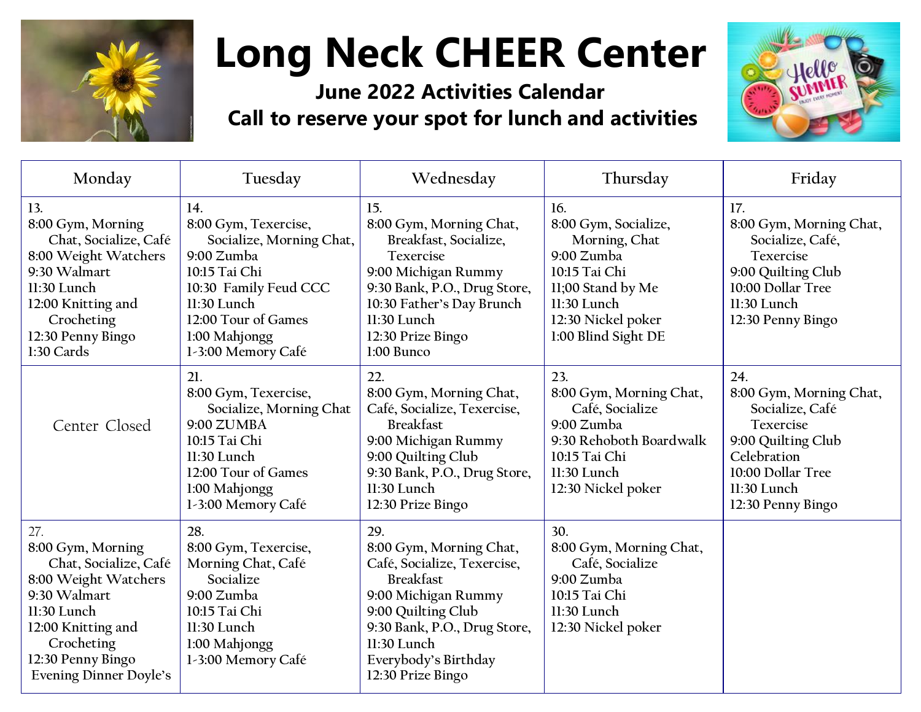# Long Neck CHEER Center

## June 2022 Activities Calendar

## Call to reserve your spot for lunch and activities

| Monday | Tuesday | Wednesday | Thursday | Friday |
|---|---|---|---|---|
| 13.<br>8:00 Gym, Morning Chat, Socialize, Café<br>8:00 Weight Watchers<br>9:30 Walmart<br>11:30 Lunch<br>12:00 Knitting and Crocheting<br>12:30 Penny Bingo<br>1:30 Cards | 14.<br>8:00 Gym, Texercise, Socialize, Morning Chat,<br>9:00 Zumba<br>10:15 Tai Chi<br>10:30 Family Feud CCC<br>11:30 Lunch<br>12:00 Tour of Games<br>1:00 Mahjongg<br>1-3:00 Memory Café | 15.<br>8:00 Gym, Morning Chat, Breakfast, Socialize, Texercise<br>9:00 Michigan Rummy<br>9:30 Bank, P.O., Drug Store,<br>10:30 Father's Day Brunch<br>11:30 Lunch<br>12:30 Prize Bingo<br>1:00 Bunco | 16.<br>8:00 Gym, Socialize, Morning, Chat<br>9:00 Zumba<br>10:15 Tai Chi<br>11;00 Stand by Me<br>11:30 Lunch<br>12:30 Nickel poker<br>1:00 Blind Sight DE | 17.<br>8:00 Gym, Morning Chat, Socialize, Café, Texercise<br>9:00 Quilting Club<br>10:00 Dollar Tree<br>11:30 Lunch<br>12:30 Penny Bingo |
| Center Closed | 21.<br>8:00 Gym, Texercise, Socialize, Morning Chat<br>9:00 ZUMBA<br>10:15 Tai Chi<br>11:30 Lunch<br>12:00 Tour of Games<br>1:00 Mahjongg<br>1-3:00 Memory Café | 22.<br>8:00 Gym, Morning Chat, Café, Socialize, Texercise, Breakfast<br>9:00 Michigan Rummy<br>9:00 Quilting Club<br>9:30 Bank, P.O., Drug Store,<br>11:30 Lunch<br>12:30 Prize Bingo | 23.<br>8:00 Gym, Morning Chat, Café, Socialize<br>9:00 Zumba<br>9:30 Rehoboth Boardwalk<br>10:15 Tai Chi<br>11:30 Lunch<br>12:30 Nickel poker | 24.<br>8:00 Gym, Morning Chat, Socialize, Café Texercise<br>9:00 Quilting Club Celebration<br>10:00 Dollar Tree<br>11:30 Lunch<br>12:30 Penny Bingo |
| 27.<br>8:00 Gym, Morning Chat, Socialize, Café<br>8:00 Weight Watchers<br>9:30 Walmart<br>11:30 Lunch<br>12:00 Knitting and Crocheting<br>12:30 Penny Bingo<br>Evening Dinner Doyle's | 28.<br>8:00 Gym, Texercise, Morning Chat, Café Socialize<br>9:00 Zumba<br>10:15 Tai Chi<br>11:30 Lunch<br>1:00 Mahjongg<br>1-3:00 Memory Café | 29.<br>8:00 Gym, Morning Chat, Café, Socialize, Texercise, Breakfast<br>9:00 Michigan Rummy<br>9:00 Quilting Club<br>9:30 Bank, P.O., Drug Store,<br>11:30 Lunch<br>Everybody's Birthday<br>12:30 Prize Bingo | 30.<br>8:00 Gym, Morning Chat, Café, Socialize<br>9:00 Zumba<br>10:15 Tai Chi<br>11:30 Lunch<br>12:30 Nickel poker | |